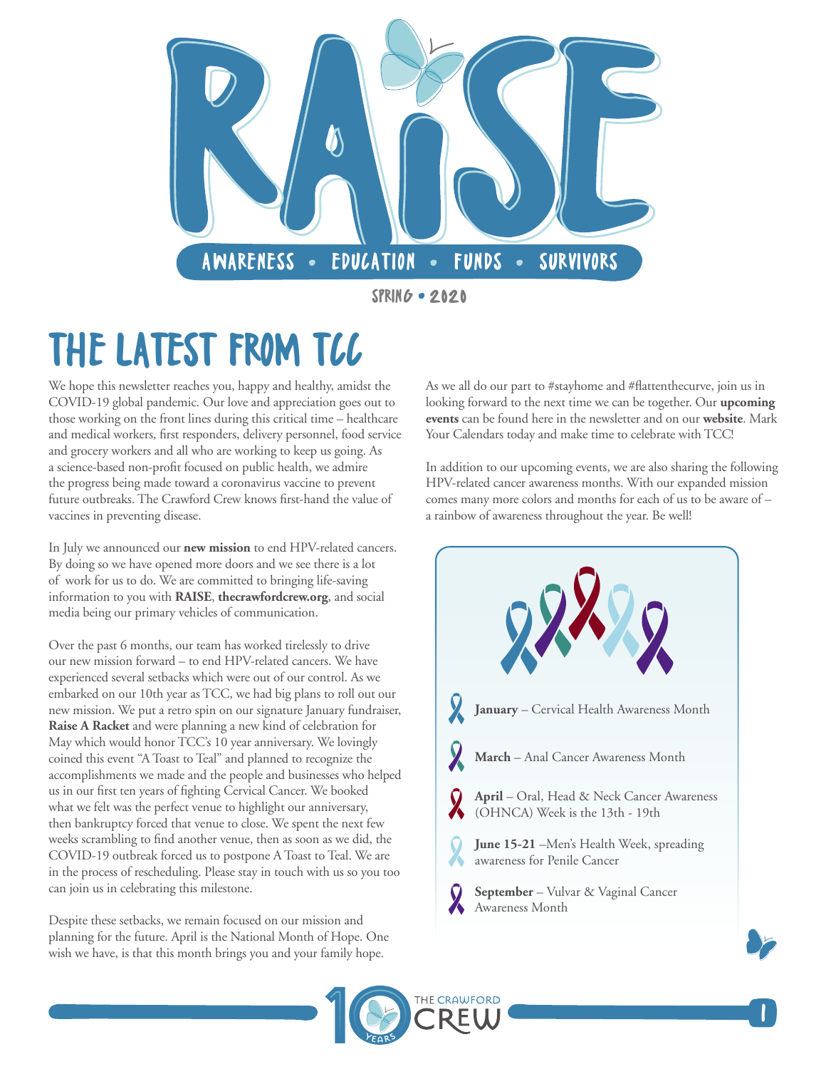# RAISE

AWARENESS • EDUCATION • FUNDS • SURVIVORS

SPRING • 2020

## THE LATEST FROM TCC

We hope this newsletter reaches you, happy and healthy, amidst the COVID-19 global pandemic. Our love and appreciation goes out to those working on the front lines during this critical time – healthcare and medical workers, first responders, delivery personnel, food service and grocery workers and all who are working to keep us going. As a science-based non-profit focused on public health, we admire the progress being made toward a coronavirus vaccine to prevent future outbreaks. The Crawford Crew knows first-hand the value of vaccines in preventing disease.

In July we announced our **new mission** to end HPV-related cancers. By doing so we have opened more doors and we see there is a lot of work for us to do. We are committed to bringing life-saving information to you with **RAISE**, **thecrawfordcrew.org**, and social media being our primary vehicles of communication.

Over the past 6 months, our team has worked tirelessly to drive our new mission forward – to end HPV-related cancers. We have experienced several setbacks which were out of our control. As we embarked on our 10th year as TCC, we had big plans to roll out our new mission. We put a retro spin on our signature January fundraiser, **Raise A Racket** and were planning a new kind of celebration for May which would honor TCC's 10 year anniversary. We lovingly coined this event "A Toast to Teal" and planned to recognize the accomplishments we made and the people and businesses who helped us in our first ten years of fighting Cervical Cancer. We booked what we felt was the perfect venue to highlight our anniversary, then bankruptcy forced that venue to close. We spent the next few weeks scrambling to find another venue, then as soon as we did, the COVID-19 outbreak forced us to postpone A Toast to Teal. We are in the process of rescheduling. Please stay in touch with us so you too can join us in celebrating this milestone.

Despite these setbacks, we remain focused on our mission and planning for the future. April is the National Month of Hope. One wish we have, is that this month brings you and your family hope.

As we all do our part to #stayhome and #flattenthecurve, join us in looking forward to the next time we can be together. Our **upcoming events** can be found here in the newsletter and on our **website**. Mark Your Calendars today and make time to celebrate with TCC!

In addition to our upcoming events, we are also sharing the following HPV-related cancer awareness months. With our expanded mission comes many more colors and months for each of us to be aware of – a rainbow of awareness throughout the year. Be well!

- **January** – Cervical Health Awareness Month
- **March** – Anal Cancer Awareness Month
- **April** – Oral, Head & Neck Cancer Awareness (OHNCA) Week is the 13th - 19th
- **June 15-21** –Men's Health Week, spreading awareness for Penile Cancer
- **September** – Vulvar & Vaginal Cancer Awareness Month

10 YEARS THE CRAWFORD CREW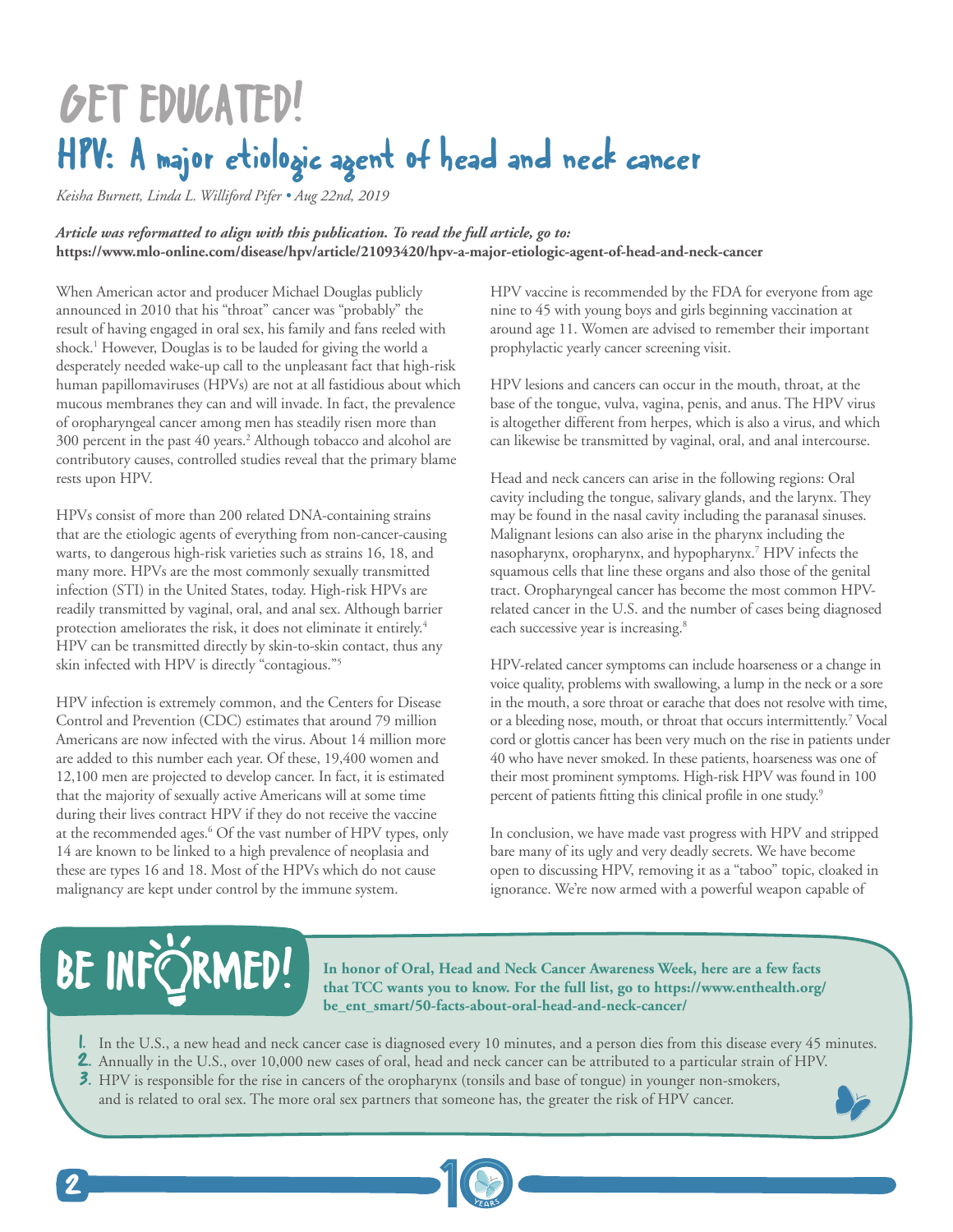# GET EDUCATED!

## HPV: A major etiologic agent of head and neck cancer

*Keisha Burnett, Linda L. Williford Pifer • Aug 22nd, 2019*

***Article was reformatted to align with this publication. To read the full article, go to:***
**https://www.mlo-online.com/disease/hpv/article/21093420/hpv-a-major-etiologic-agent-of-head-and-neck-cancer**

When American actor and producer Michael Douglas publicly announced in 2010 that his "throat" cancer was "probably" the result of having engaged in oral sex, his family and fans reeled with shock.[1] However, Douglas is to be lauded for giving the world a desperately needed wake-up call to the unpleasant fact that high-risk human papillomaviruses (HPVs) are not at all fastidious about which mucous membranes they can and will invade. In fact, the prevalence of oropharyngeal cancer among men has steadily risen more than 300 percent in the past 40 years.[2] Although tobacco and alcohol are contributory causes, controlled studies reveal that the primary blame rests upon HPV.

HPVs consist of more than 200 related DNA-containing strains that are the etiologic agents of everything from non-cancer-causing warts, to dangerous high-risk varieties such as strains 16, 18, and many more. HPVs are the most commonly sexually transmitted infection (STI) in the United States, today. High-risk HPVs are readily transmitted by vaginal, oral, and anal sex. Although barrier protection ameliorates the risk, it does not eliminate it entirely.[4] HPV can be transmitted directly by skin-to-skin contact, thus any skin infected with HPV is directly "contagious."[5]

HPV infection is extremely common, and the Centers for Disease Control and Prevention (CDC) estimates that around 79 million Americans are now infected with the virus. About 14 million more are added to this number each year. Of these, 19,400 women and 12,100 men are projected to develop cancer. In fact, it is estimated that the majority of sexually active Americans will at some time during their lives contract HPV if they do not receive the vaccine at the recommended ages.[6] Of the vast number of HPV types, only 14 are known to be linked to a high prevalence of neoplasia and these are types 16 and 18. Most of the HPVs which do not cause malignancy are kept under control by the immune system.

HPV vaccine is recommended by the FDA for everyone from age nine to 45 with young boys and girls beginning vaccination at around age 11. Women are advised to remember their important prophylactic yearly cancer screening visit.

HPV lesions and cancers can occur in the mouth, throat, at the base of the tongue, vulva, vagina, penis, and anus. The HPV virus is altogether different from herpes, which is also a virus, and which can likewise be transmitted by vaginal, oral, and anal intercourse.

Head and neck cancers can arise in the following regions: Oral cavity including the tongue, salivary glands, and the larynx. They may be found in the nasal cavity including the paranasal sinuses. Malignant lesions can also arise in the pharynx including the nasopharynx, oropharynx, and hypopharynx.[7] HPV infects the squamous cells that line these organs and also those of the genital tract. Oropharyngeal cancer has become the most common HPV-related cancer in the U.S. and the number of cases being diagnosed each successive year is increasing.[8]

HPV-related cancer symptoms can include hoarseness or a change in voice quality, problems with swallowing, a lump in the neck or a sore in the mouth, a sore throat or earache that does not resolve with time, or a bleeding nose, mouth, or throat that occurs intermittently.[7] Vocal cord or glottis cancer has been very much on the rise in patients under 40 who have never smoked. In these patients, hoarseness was one of their most prominent symptoms. High-risk HPV was found in 100 percent of patients fitting this clinical profile in one study.[9]

In conclusion, we have made vast progress with HPV and stripped bare many of its ugly and very deadly secrets. We have become open to discussing HPV, removing it as a "taboo" topic, cloaked in ignorance. We're now armed with a powerful weapon capable of

## BE INFORMED!

**In honor of Oral, Head and Neck Cancer Awareness Week, here are a few facts that TCC wants you to know. For the full list, go to https://www.enthealth.org/be_ent_smart/50-facts-about-oral-head-and-neck-cancer/**

1. In the U.S., a new head and neck cancer case is diagnosed every 10 minutes, and a person dies from this disease every 45 minutes.
2. Annually in the U.S., over 10,000 new cases of oral, head and neck cancer can be attributed to a particular strain of HPV.
3. HPV is responsible for the rise in cancers of the oropharynx (tonsils and base of tongue) in younger non-smokers, and is related to oral sex. The more oral sex partners that someone has, the greater the risk of HPV cancer.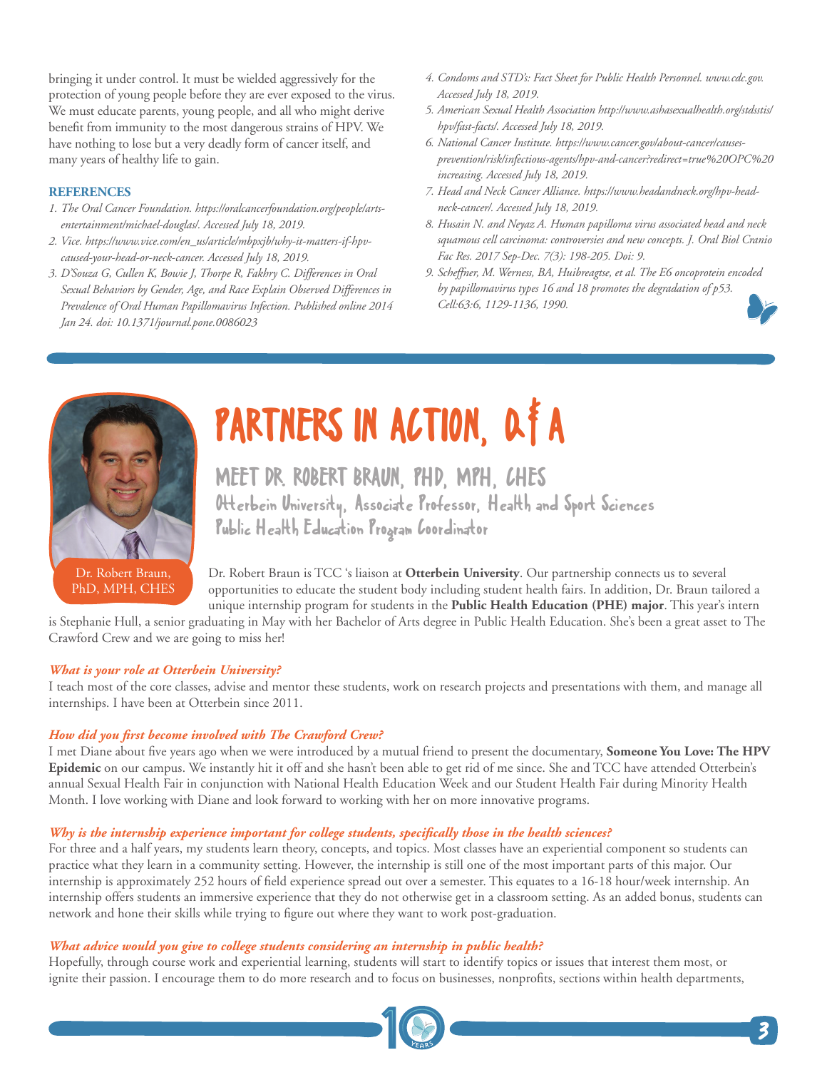bringing it under control. It must be wielded aggressively for the protection of young people before they are ever exposed to the virus. We must educate parents, young people, and all who might derive benefit from immunity to the most dangerous strains of HPV. We have nothing to lose but a very deadly form of cancer itself, and many years of healthy life to gain.

### REFERENCES

1. *The Oral Cancer Foundation. https://oralcancerfoundation.org/people/arts-entertainment/michael-douglas/. Accessed July 18, 2019.*
2. *Vice. https://www.vice.com/en_us/article/mbpxjb/why-it-matters-if-hpv-caused-your-head-or-neck-cancer. Accessed July 18, 2019.*
3. *D'Souza G, Cullen K, Bowie J, Thorpe R, Fakhry C. Differences in Oral Sexual Behaviors by Gender, Age, and Race Explain Observed Differences in Prevalence of Oral Human Papillomavirus Infection. Published online 2014 Jan 24. doi: 10.1371/journal.pone.0086023*
4. *Condoms and STD's: Fact Sheet for Public Health Personnel. www.cdc.gov. Accessed July 18, 2019.*
5. *American Sexual Health Association http://www.ashasexualhealth.org/stdsstis/hpv/fast-facts/. Accessed July 18, 2019.*
6. *National Cancer Institute. https://www.cancer.gov/about-cancer/causes-prevention/risk/infectious-agents/hpv-and-cancer?redirect=true%20OPC%20increasing. Accessed July 18, 2019.*
7. *Head and Neck Cancer Alliance. https://www.headandneck.org/hpv-head-neck-cancer/. Accessed July 18, 2019.*
8. *Husain N. and Neyaz A. Human papilloma virus associated head and neck squamous cell carcinoma: controversies and new concepts. J. Oral Biol Cranio Fac Res. 2017 Sep-Dec. 7(3): 198-205. Doi: 9.*
9. *Scheffner, M. Werness, BA, Huibreagtse, et al. The E6 oncoprotein encoded by papillomavirus types 16 and 18 promotes the degradation of p53. Cell:63:6, 1129-1136, 1990.*

# PARTNERS IN ACTION, Q&A

## MEET DR. ROBERT BRAUN, PHD, MPH, CHES

Otterbein University, Associate Professor, Health and Sport Sciences
Public Health Education Program Coordinator

Dr. Robert Braun, PhD, MPH, CHES

Dr. Robert Braun is TCC 's liaison at **Otterbein University**. Our partnership connects us to several opportunities to educate the student body including student health fairs. In addition, Dr. Braun tailored a unique internship program for students in the **Public Health Education (PHE) major**. This year's intern is Stephanie Hull, a senior graduating in May with her Bachelor of Arts degree in Public Health Education. She's been a great asset to The Crawford Crew and we are going to miss her!

***What is your role at Otterbein University?***

I teach most of the core classes, advise and mentor these students, work on research projects and presentations with them, and manage all internships. I have been at Otterbein since 2011.

***How did you first become involved with The Crawford Crew?***

I met Diane about five years ago when we were introduced by a mutual friend to present the documentary, **Someone You Love: The HPV Epidemic** on our campus. We instantly hit it off and she hasn't been able to get rid of me since. She and TCC have attended Otterbein's annual Sexual Health Fair in conjunction with National Health Education Week and our Student Health Fair during Minority Health Month. I love working with Diane and look forward to working with her on more innovative programs.

***Why is the internship experience important for college students, specifically those in the health sciences?***

For three and a half years, my students learn theory, concepts, and topics. Most classes have an experiential component so students can practice what they learn in a community setting. However, the internship is still one of the most important parts of this major. Our internship is approximately 252 hours of field experience spread out over a semester. This equates to a 16-18 hour/week internship. An internship offers students an immersive experience that they do not otherwise get in a classroom setting. As an added bonus, students can network and hone their skills while trying to figure out where they want to work post-graduation.

***What advice would you give to college students considering an internship in public health?***

Hopefully, through course work and experiential learning, students will start to identify topics or issues that interest them most, or ignite their passion. I encourage them to do more research and to focus on businesses, nonprofits, sections within health departments,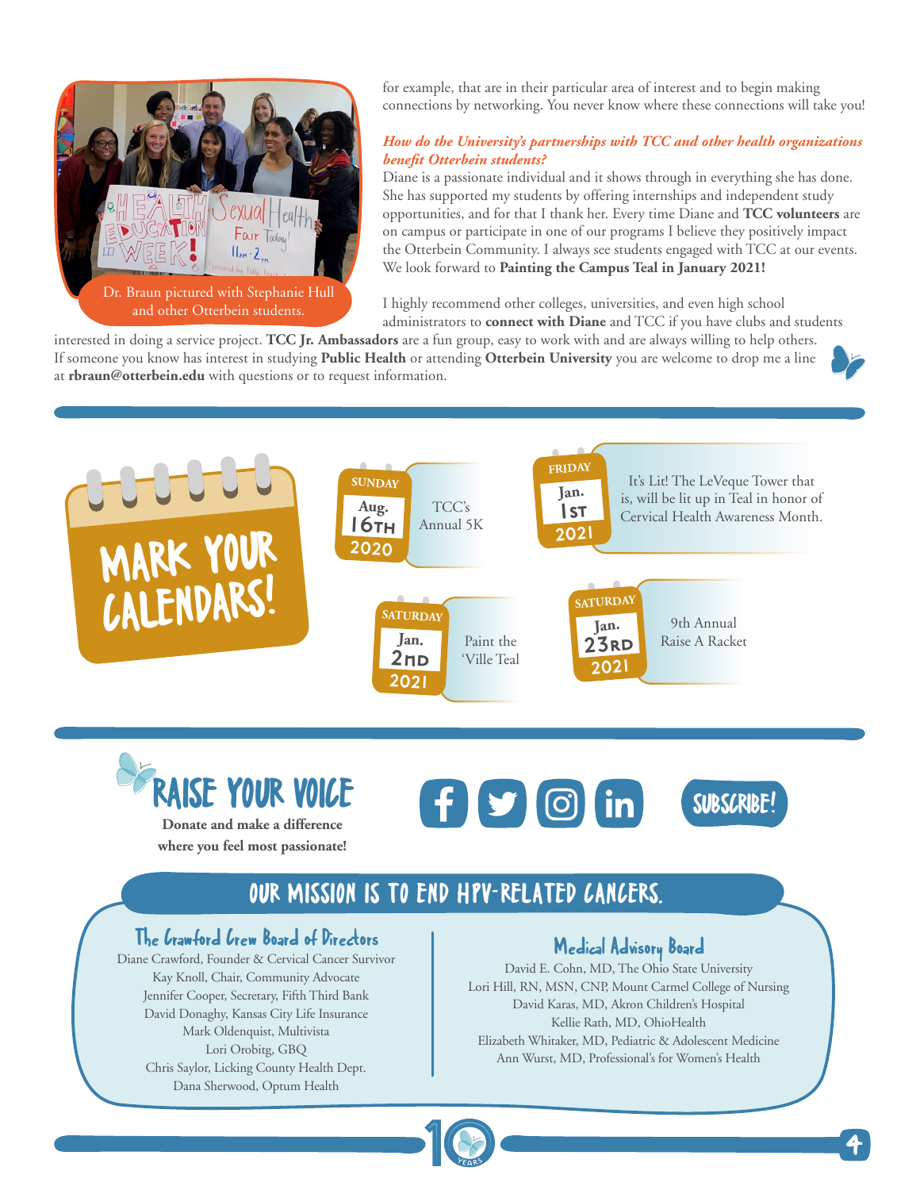Dr. Braun pictured with Stephanie Hull and other Otterbein students.

for example, that are in their particular area of interest and to begin making connections by networking. You never know where these connections will take you!

***How do the University's partnerships with TCC and other health organizations benefit Otterbein students?***

Diane is a passionate individual and it shows through in everything she has done. She has supported my students by offering internships and independent study opportunities, and for that I thank her. Every time Diane and **TCC volunteers** are on campus or participate in one of our programs I believe they positively impact the Otterbein Community. I always see students engaged with TCC at our events. We look forward to **Painting the Campus Teal in January 2021!**

I highly recommend other colleges, universities, and even high school administrators to **connect with Diane** and TCC if you have clubs and students interested in doing a service project. **TCC Jr. Ambassadors** are a fun group, easy to work with and are always willing to help others. If someone you know has interest in studying **Public Health** or attending **Otterbein University** you are welcome to drop me a line at **rbraun@otterbein.edu** with questions or to request information.

## MARK YOUR CALENDARS!

- **SUNDAY Aug. 16th 2020** — TCC's Annual 5K
- **FRIDAY Jan. 1st 2021** — It's Lit! The LeVeque Tower that is, will be lit up in Teal in honor of Cervical Health Awareness Month.
- **SATURDAY Jan. 2nd 2021** — Paint the 'Ville Teal
- **SATURDAY Jan. 23rd 2021** — 9th Annual Raise A Racket

## RAISE YOUR VOICE

**Donate and make a difference where you feel most passionate!**

SUBSCRIBE!

## OUR MISSION IS TO END HPV-RELATED CANCERS.

### The Crawford Crew Board of Directors

Diane Crawford, Founder & Cervical Cancer Survivor
Kay Knoll, Chair, Community Advocate
Jennifer Cooper, Secretary, Fifth Third Bank
David Donaghy, Kansas City Life Insurance
Mark Oldenquist, Multivista
Lori Orobitg, GBQ
Chris Saylor, Licking County Health Dept.
Dana Sherwood, Optum Health

### Medical Advisory Board

David E. Cohn, MD, The Ohio State University
Lori Hill, RN, MSN, CNP, Mount Carmel College of Nursing
David Karas, MD, Akron Children's Hospital
Kellie Rath, MD, OhioHealth
Elizabeth Whitaker, MD, Pediatric & Adolescent Medicine
Ann Wurst, MD, Professional's for Women's Health

10 YEARS